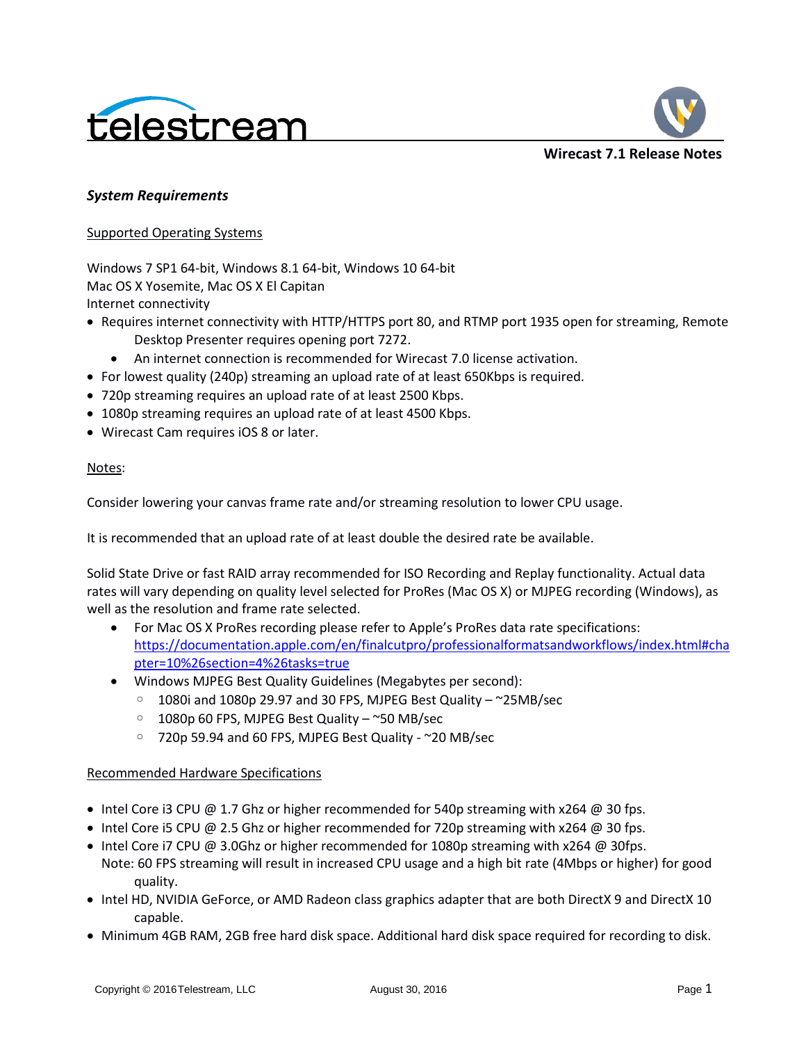# Wirecast 7.1 Release Notes

### *System Requirements*

Supported Operating Systems

Windows 7 SP1 64-bit, Windows 8.1 64-bit, Windows 10 64-bit
Mac OS X Yosemite, Mac OS X El Capitan
Internet connectivity

- Requires internet connectivity with HTTP/HTTPS port 80, and RTMP port 1935 open for streaming, Remote Desktop Presenter requires opening port 7272.
  - An internet connection is recommended for Wirecast 7.0 license activation.
- For lowest quality (240p) streaming an upload rate of at least 650Kbps is required.
- 720p streaming requires an upload rate of at least 2500 Kbps.
- 1080p streaming requires an upload rate of at least 4500 Kbps.
- Wirecast Cam requires iOS 8 or later.

Notes:

Consider lowering your canvas frame rate and/or streaming resolution to lower CPU usage.

It is recommended that an upload rate of at least double the desired rate be available.

Solid State Drive or fast RAID array recommended for ISO Recording and Replay functionality. Actual data rates will vary depending on quality level selected for ProRes (Mac OS X) or MJPEG recording (Windows), as well as the resolution and frame rate selected.

- For Mac OS X ProRes recording please refer to Apple's ProRes data rate specifications: https://documentation.apple.com/en/finalcutpro/professionalformatsandworkflows/index.html#chapter=10%26section=4%26tasks=true
- Windows MJPEG Best Quality Guidelines (Megabytes per second):
  - 1080i and 1080p 29.97 and 30 FPS, MJPEG Best Quality – ~25MB/sec
  - 1080p 60 FPS, MJPEG Best Quality – ~50 MB/sec
  - 720p 59.94 and 60 FPS, MJPEG Best Quality - ~20 MB/sec

Recommended Hardware Specifications

- Intel Core i3 CPU @ 1.7 Ghz or higher recommended for 540p streaming with x264 @ 30 fps.
- Intel Core i5 CPU @ 2.5 Ghz or higher recommended for 720p streaming with x264 @ 30 fps.
- Intel Core i7 CPU @ 3.0Ghz or higher recommended for 1080p streaming with x264 @ 30fps.
  Note: 60 FPS streaming will result in increased CPU usage and a high bit rate (4Mbps or higher) for good quality.
- Intel HD, NVIDIA GeForce, or AMD Radeon class graphics adapter that are both DirectX 9 and DirectX 10 capable.
- Minimum 4GB RAM, 2GB free hard disk space. Additional hard disk space required for recording to disk.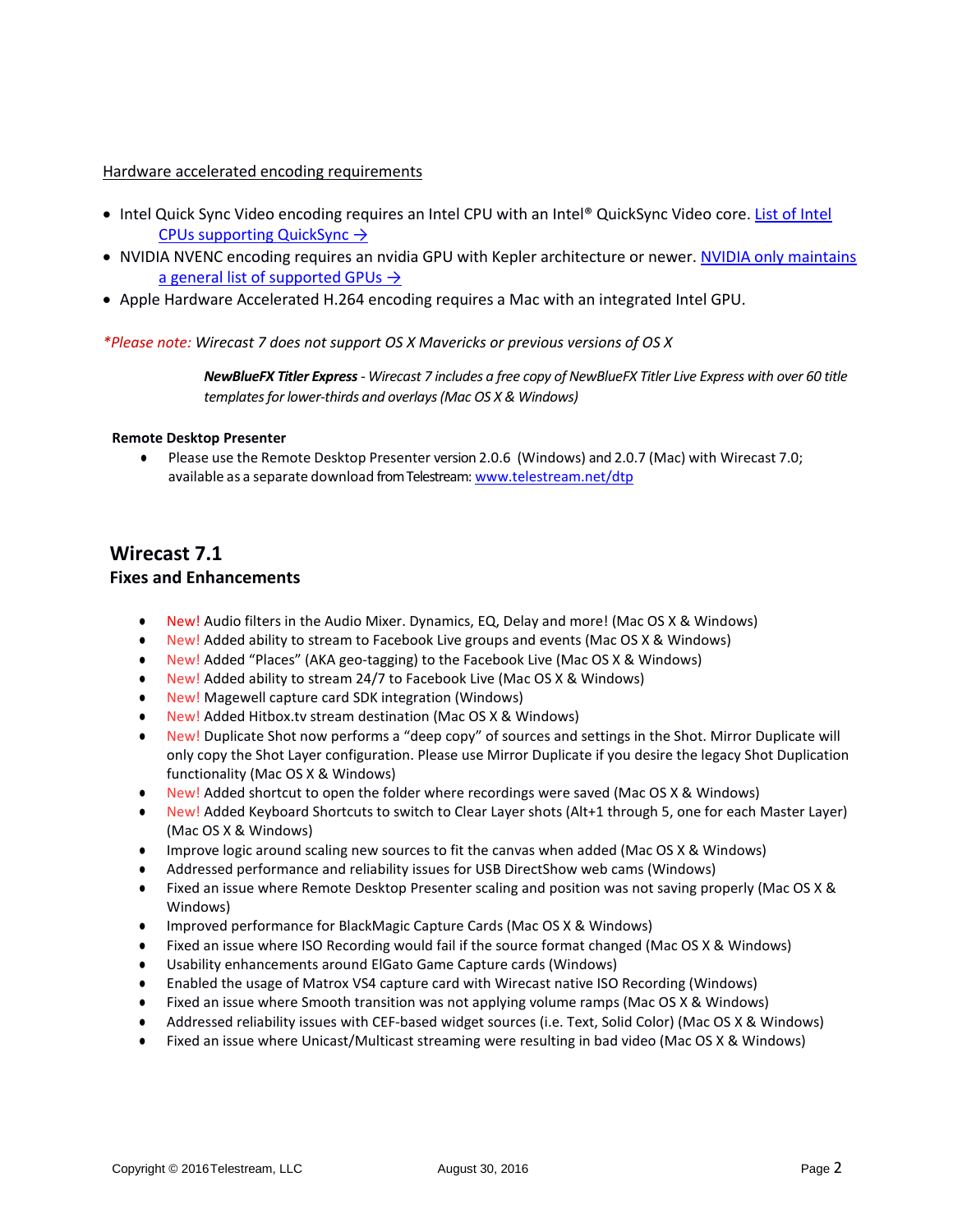Hardware accelerated encoding requirements

- Intel Quick Sync Video encoding requires an Intel CPU with an Intel® QuickSync Video core. [List of Intel CPUs supporting QuickSync →]
- NVIDIA NVENC encoding requires an nvidia GPU with Kepler architecture or newer. [NVIDIA only maintains a general list of supported GPUs →]
- Apple Hardware Accelerated H.264 encoding requires a Mac with an integrated Intel GPU.

*\*Please note: Wirecast 7 does not support OS X Mavericks or previous versions of OS X*

> ***NewBlueFX Titler Express** - Wirecast 7 includes a free copy of NewBlueFX Titler Live Express with over 60 title templates for lower-thirds and overlays (Mac OS X & Windows)*

**Remote Desktop Presenter**

- Please use the Remote Desktop Presenter version 2.0.6 (Windows) and 2.0.7 (Mac) with Wirecast 7.0; available as a separate download from Telestream: www.telestream.net/dtp

## Wirecast 7.1

### Fixes and Enhancements

- New! Audio filters in the Audio Mixer. Dynamics, EQ, Delay and more! (Mac OS X & Windows)
- New! Added ability to stream to Facebook Live groups and events (Mac OS X & Windows)
- New! Added "Places" (AKA geo-tagging) to the Facebook Live (Mac OS X & Windows)
- New! Added ability to stream 24/7 to Facebook Live (Mac OS X & Windows)
- New! Magewell capture card SDK integration (Windows)
- New! Added Hitbox.tv stream destination (Mac OS X & Windows)
- New! Duplicate Shot now performs a "deep copy" of sources and settings in the Shot. Mirror Duplicate will only copy the Shot Layer configuration. Please use Mirror Duplicate if you desire the legacy Shot Duplication functionality (Mac OS X & Windows)
- New! Added shortcut to open the folder where recordings were saved (Mac OS X & Windows)
- New! Added Keyboard Shortcuts to switch to Clear Layer shots (Alt+1 through 5, one for each Master Layer) (Mac OS X & Windows)
- Improve logic around scaling new sources to fit the canvas when added (Mac OS X & Windows)
- Addressed performance and reliability issues for USB DirectShow web cams (Windows)
- Fixed an issue where Remote Desktop Presenter scaling and position was not saving properly (Mac OS X & Windows)
- Improved performance for BlackMagic Capture Cards (Mac OS X & Windows)
- Fixed an issue where ISO Recording would fail if the source format changed (Mac OS X & Windows)
- Usability enhancements around ElGato Game Capture cards (Windows)
- Enabled the usage of Matrox VS4 capture card with Wirecast native ISO Recording (Windows)
- Fixed an issue where Smooth transition was not applying volume ramps (Mac OS X & Windows)
- Addressed reliability issues with CEF-based widget sources (i.e. Text, Solid Color) (Mac OS X & Windows)
- Fixed an issue where Unicast/Multicast streaming were resulting in bad video (Mac OS X & Windows)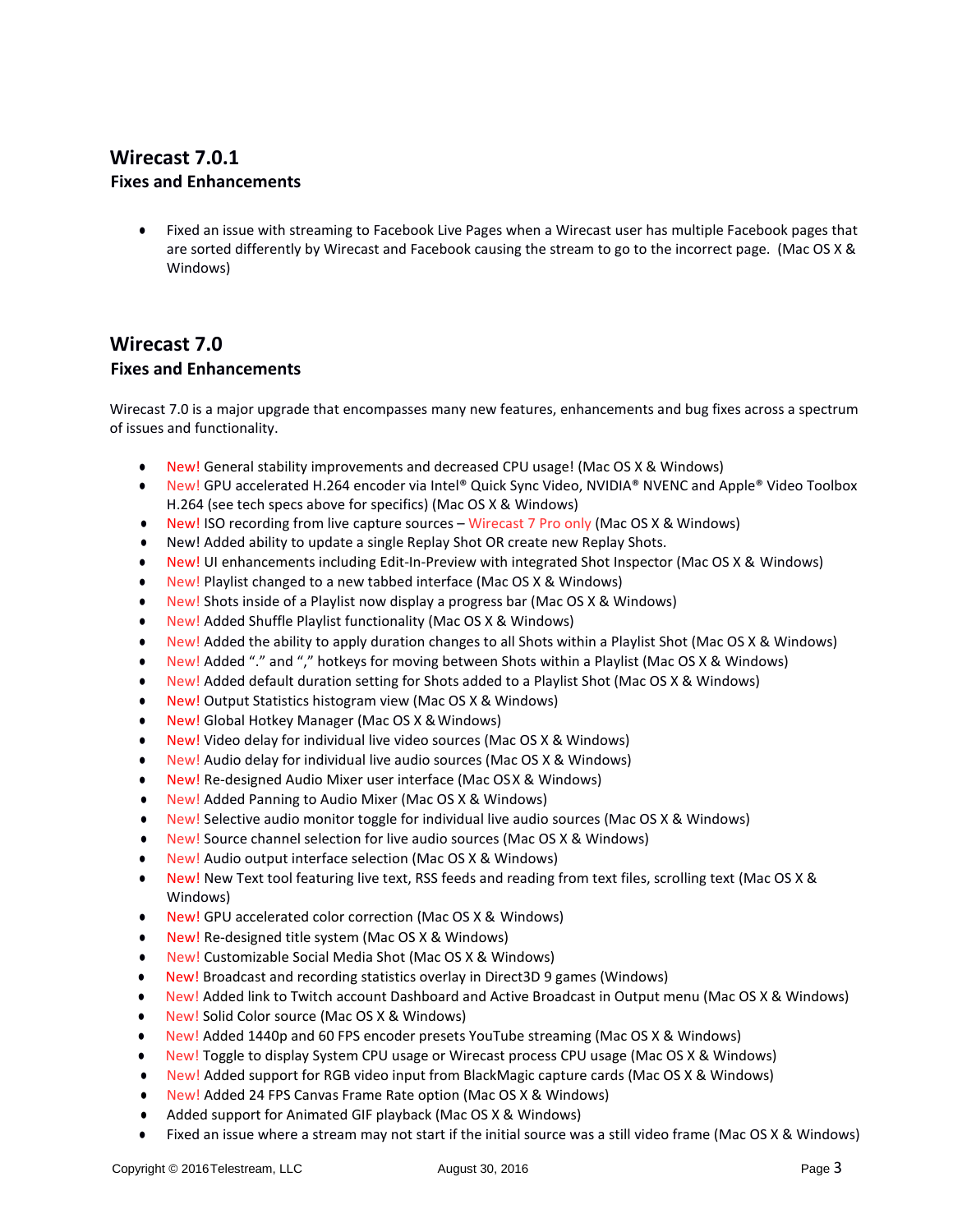## Wirecast 7.0.1

### Fixes and Enhancements

- Fixed an issue with streaming to Facebook Live Pages when a Wirecast user has multiple Facebook pages that are sorted differently by Wirecast and Facebook causing the stream to go to the incorrect page. (Mac OS X & Windows)

## Wirecast 7.0

### Fixes and Enhancements

Wirecast 7.0 is a major upgrade that encompasses many new features, enhancements and bug fixes across a spectrum of issues and functionality.

- New! General stability improvements and decreased CPU usage! (Mac OS X & Windows)
- New! GPU accelerated H.264 encoder via Intel® Quick Sync Video, NVIDIA® NVENC and Apple® Video Toolbox H.264 (see tech specs above for specifics) (Mac OS X & Windows)
- New! ISO recording from live capture sources – Wirecast 7 Pro only (Mac OS X & Windows)
- New! Added ability to update a single Replay Shot OR create new Replay Shots.
- New! UI enhancements including Edit-In-Preview with integrated Shot Inspector (Mac OS X & Windows)
- New! Playlist changed to a new tabbed interface (Mac OS X & Windows)
- New! Shots inside of a Playlist now display a progress bar (Mac OS X & Windows)
- New! Added Shuffle Playlist functionality (Mac OS X & Windows)
- New! Added the ability to apply duration changes to all Shots within a Playlist Shot (Mac OS X & Windows)
- New! Added "." and "," hotkeys for moving between Shots within a Playlist (Mac OS X & Windows)
- New! Added default duration setting for Shots added to a Playlist Shot (Mac OS X & Windows)
- New! Output Statistics histogram view (Mac OS X & Windows)
- New! Global Hotkey Manager (Mac OS X & Windows)
- New! Video delay for individual live video sources (Mac OS X & Windows)
- New! Audio delay for individual live audio sources (Mac OS X & Windows)
- New! Re-designed Audio Mixer user interface (Mac OS X & Windows)
- New! Added Panning to Audio Mixer (Mac OS X & Windows)
- New! Selective audio monitor toggle for individual live audio sources (Mac OS X & Windows)
- New! Source channel selection for live audio sources (Mac OS X & Windows)
- New! Audio output interface selection (Mac OS X & Windows)
- New! New Text tool featuring live text, RSS feeds and reading from text files, scrolling text (Mac OS X & Windows)
- New! GPU accelerated color correction (Mac OS X & Windows)
- New! Re-designed title system (Mac OS X & Windows)
- New! Customizable Social Media Shot (Mac OS X & Windows)
- New! Broadcast and recording statistics overlay in Direct3D 9 games (Windows)
- New! Added link to Twitch account Dashboard and Active Broadcast in Output menu (Mac OS X & Windows)
- New! Solid Color source (Mac OS X & Windows)
- New! Added 1440p and 60 FPS encoder presets YouTube streaming (Mac OS X & Windows)
- New! Toggle to display System CPU usage or Wirecast process CPU usage (Mac OS X & Windows)
- New! Added support for RGB video input from BlackMagic capture cards (Mac OS X & Windows)
- New! Added 24 FPS Canvas Frame Rate option (Mac OS X & Windows)
- Added support for Animated GIF playback (Mac OS X & Windows)
- Fixed an issue where a stream may not start if the initial source was a still video frame (Mac OS X & Windows)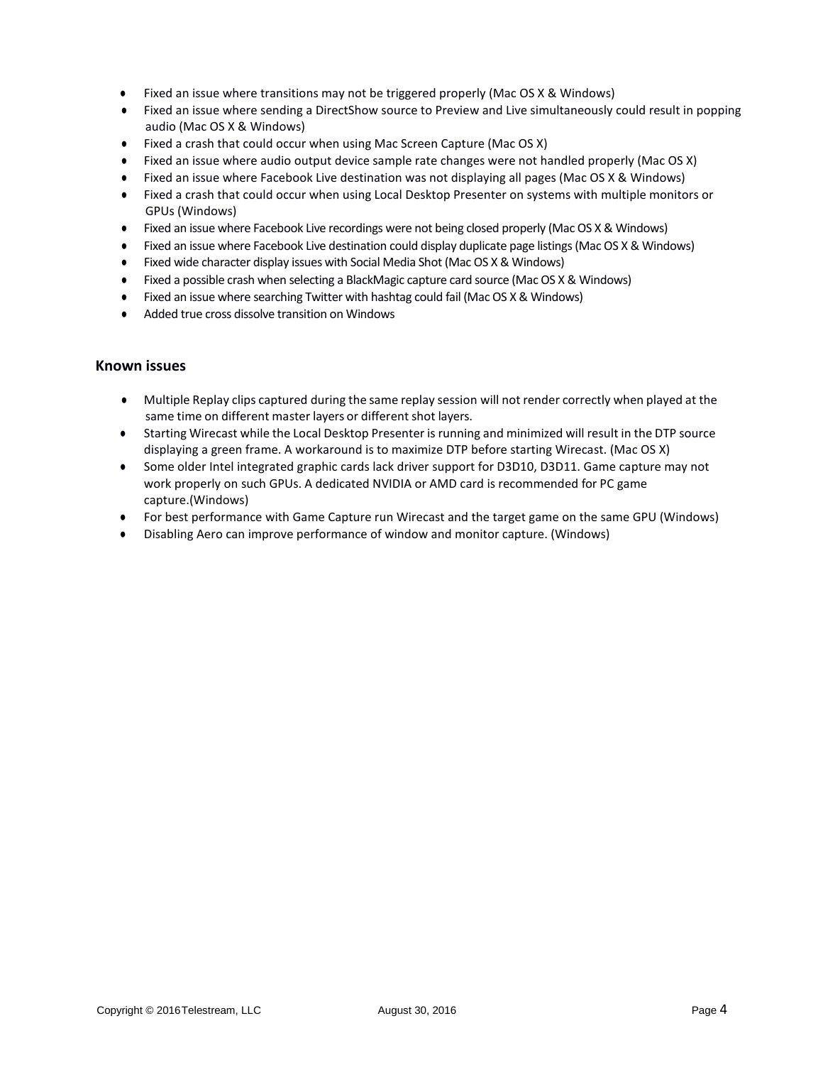- Fixed an issue where transitions may not be triggered properly (Mac OS X & Windows)
- Fixed an issue where sending a DirectShow source to Preview and Live simultaneously could result in popping audio (Mac OS X & Windows)
- Fixed a crash that could occur when using Mac Screen Capture (Mac OS X)
- Fixed an issue where audio output device sample rate changes were not handled properly (Mac OS X)
- Fixed an issue where Facebook Live destination was not displaying all pages (Mac OS X & Windows)
- Fixed a crash that could occur when using Local Desktop Presenter on systems with multiple monitors or GPUs (Windows)
- Fixed an issue where Facebook Live recordings were not being closed properly (Mac OS X & Windows)
- Fixed an issue where Facebook Live destination could display duplicate page listings (Mac OS X & Windows)
- Fixed wide character display issues with Social Media Shot (Mac OS X & Windows)
- Fixed a possible crash when selecting a BlackMagic capture card source (Mac OS X & Windows)
- Fixed an issue where searching Twitter with hashtag could fail (Mac OS X & Windows)
- Added true cross dissolve transition on Windows

## Known issues

- Multiple Replay clips captured during the same replay session will not render correctly when played at the same time on different master layers or different shot layers.
- Starting Wirecast while the Local Desktop Presenter is running and minimized will result in the DTP source displaying a green frame. A workaround is to maximize DTP before starting Wirecast. (Mac OS X)
- Some older Intel integrated graphic cards lack driver support for D3D10, D3D11. Game capture may not work properly on such GPUs. A dedicated NVIDIA or AMD card is recommended for PC game capture.(Windows)
- For best performance with Game Capture run Wirecast and the target game on the same GPU (Windows)
- Disabling Aero can improve performance of window and monitor capture. (Windows)